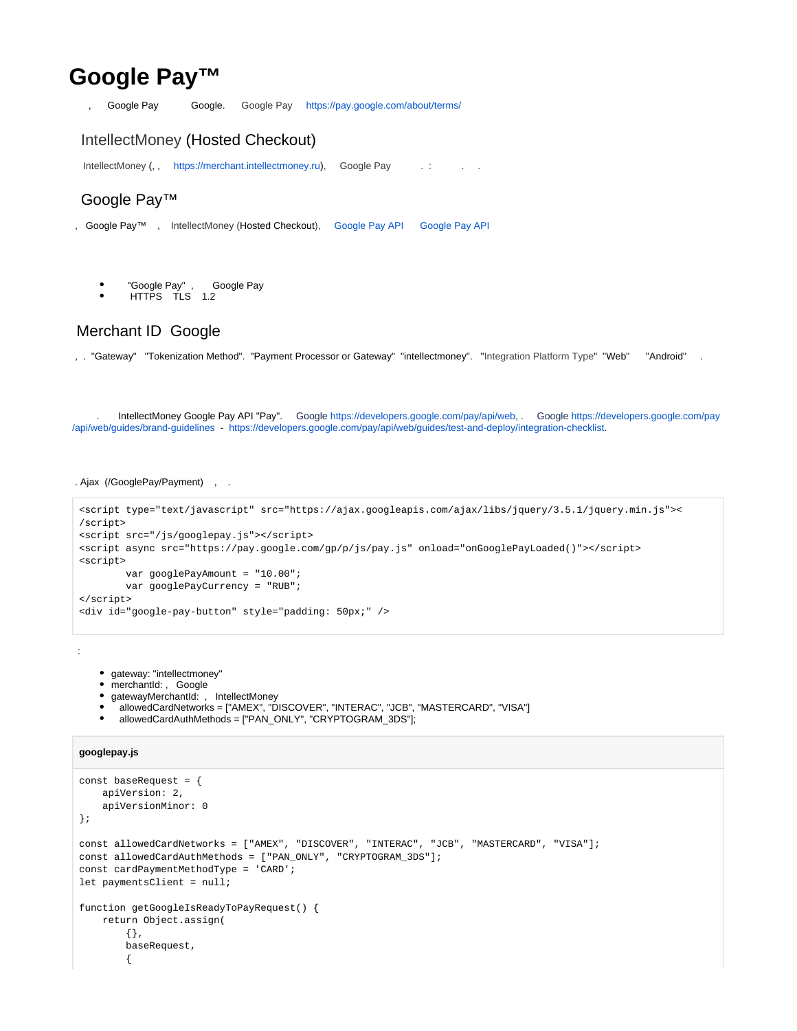# Google Pay™

, Google Pay Google. Google Pay https://pay.google.com/about/terms/

## IntellectMoney (Hosted Checkout)

IntellectMoney (, , https://merchant.intellectmoney.ru), Google Pay . : . .

## Google Pay™

, Google Pay™ , IntellectMoney (Hosted Checkout), Google Pay API Google Pay API

- "Google Pay" , Google Pay
- HTTPS TLS 1.2

## Merchant ID Google

, . "Gateway" "Tokenization Method". "Payment Processor or Gateway" "intellectmoney". "Integration Platform Type" "Web" "Android" .

. IntellectMoney Google Pay API "Pay". Google https://developers.google.com/pay/api/web, . Google https://developers.google.com/pay/api/web/guides/brand-guidelines - https://developers.google.com/pay/api/web/guides/test-and-deploy/integration-checklist.

. Ajax (/GooglePay/Payment) , .

```
<script type="text/javascript" src="https://ajax.googleapis.com/ajax/libs/jquery/3.5.1/jquery.min.js"><
/script>
<script src="/js/googlepay.js"></script>
<script async src="https://pay.google.com/gp/p/js/pay.js" onload="onGooglePayLoaded()"></script>
<script>
        var googlePayAmount = "10.00";
        var googlePayCurrency = "RUB";
</script>
<div id="google-pay-button" style="padding: 50px;" />
```

:

- gateway: "intellectmoney"
- merchantId: , Google
- gatewayMerchantId: , IntellectMoney
- allowedCardNetworks = ["AMEX", "DISCOVER", "INTERAC", "JCB", "MASTERCARD", "VISA"]
- allowedCardAuthMethods = ["PAN_ONLY", "CRYPTOGRAM_3DS"];

**googlepay.js**

```
const baseRequest = {
    apiVersion: 2,
    apiVersionMinor: 0
};

const allowedCardNetworks = ["AMEX", "DISCOVER", "INTERAC", "JCB", "MASTERCARD", "VISA"];
const allowedCardAuthMethods = ["PAN_ONLY", "CRYPTOGRAM_3DS"];
const cardPaymentMethodType = 'CARD';
let paymentsClient = null;

function getGoogleIsReadyToPayRequest() {
    return Object.assign(
        {},
        baseRequest,
        {
```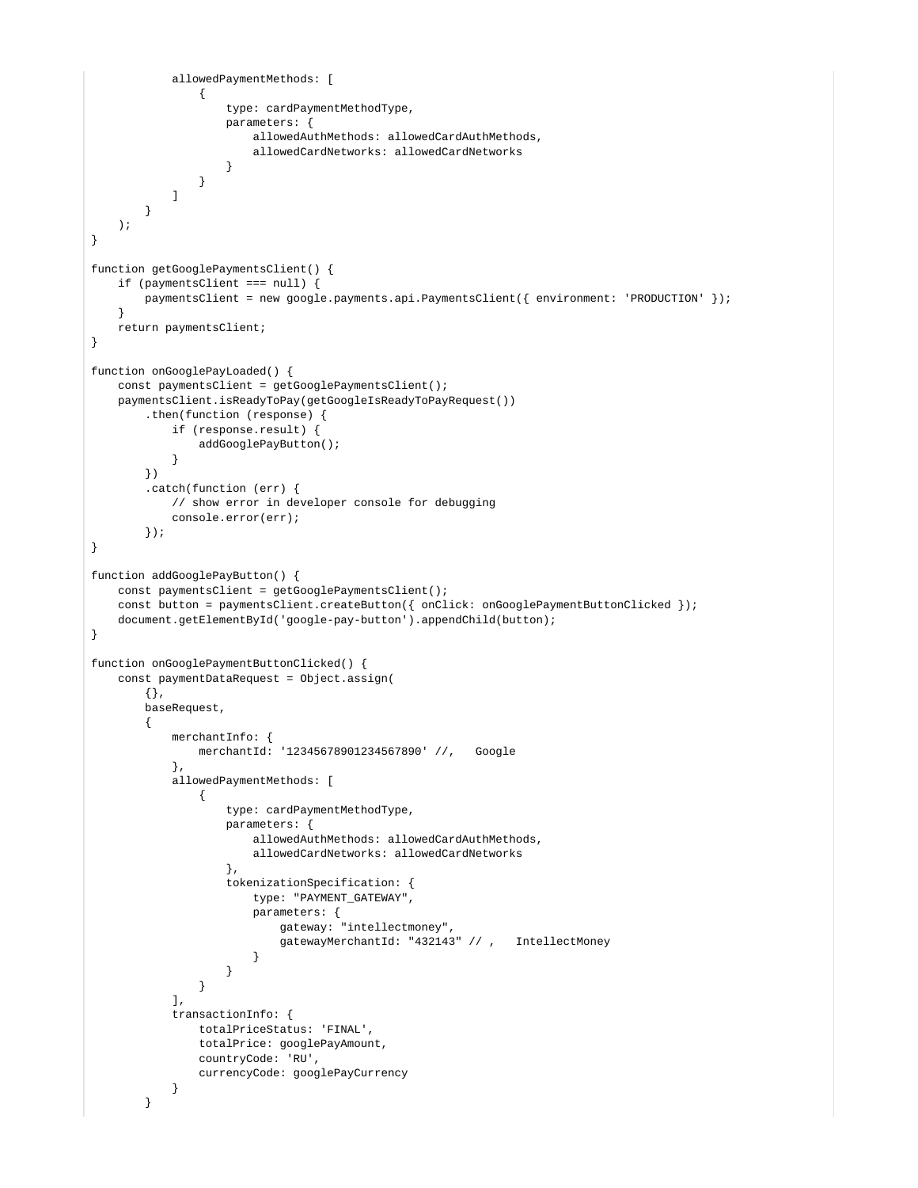```
            allowedPaymentMethods: [
                {
                    type: cardPaymentMethodType,
                    parameters: {
                        allowedAuthMethods: allowedCardAuthMethods,
                        allowedCardNetworks: allowedCardNetworks
                    }
                }
            ]
        }
    );
}

function getGooglePaymentsClient() {
    if (paymentsClient === null) {
        paymentsClient = new google.payments.api.PaymentsClient({ environment: 'PRODUCTION' });
    }
    return paymentsClient;
}

function onGooglePayLoaded() {
    const paymentsClient = getGooglePaymentsClient();
    paymentsClient.isReadyToPay(getGoogleIsReadyToPayRequest())
        .then(function (response) {
            if (response.result) {
                addGooglePayButton();
            }
        })
        .catch(function (err) {
            // show error in developer console for debugging
            console.error(err);
        });
}

function addGooglePayButton() {
    const paymentsClient = getGooglePaymentsClient();
    const button = paymentsClient.createButton({ onClick: onGooglePaymentButtonClicked });
    document.getElementById('google-pay-button').appendChild(button);
}

function onGooglePaymentButtonClicked() {
    const paymentDataRequest = Object.assign(
        {},
        baseRequest,
        {
            merchantInfo: {
                merchantId: '12345678901234567890' //,   Google
            },
            allowedPaymentMethods: [
                {
                    type: cardPaymentMethodType,
                    parameters: {
                        allowedAuthMethods: allowedCardAuthMethods,
                        allowedCardNetworks: allowedCardNetworks
                    },
                    tokenizationSpecification: {
                        type: "PAYMENT_GATEWAY",
                        parameters: {
                            gateway: "intellectmoney",
                            gatewayMerchantId: "432143" // ,   IntellectMoney
                        }
                    }
                }
            ],
            transactionInfo: {
                totalPriceStatus: 'FINAL',
                totalPrice: googlePayAmount,
                countryCode: 'RU',
                currencyCode: googlePayCurrency
            }
        }
```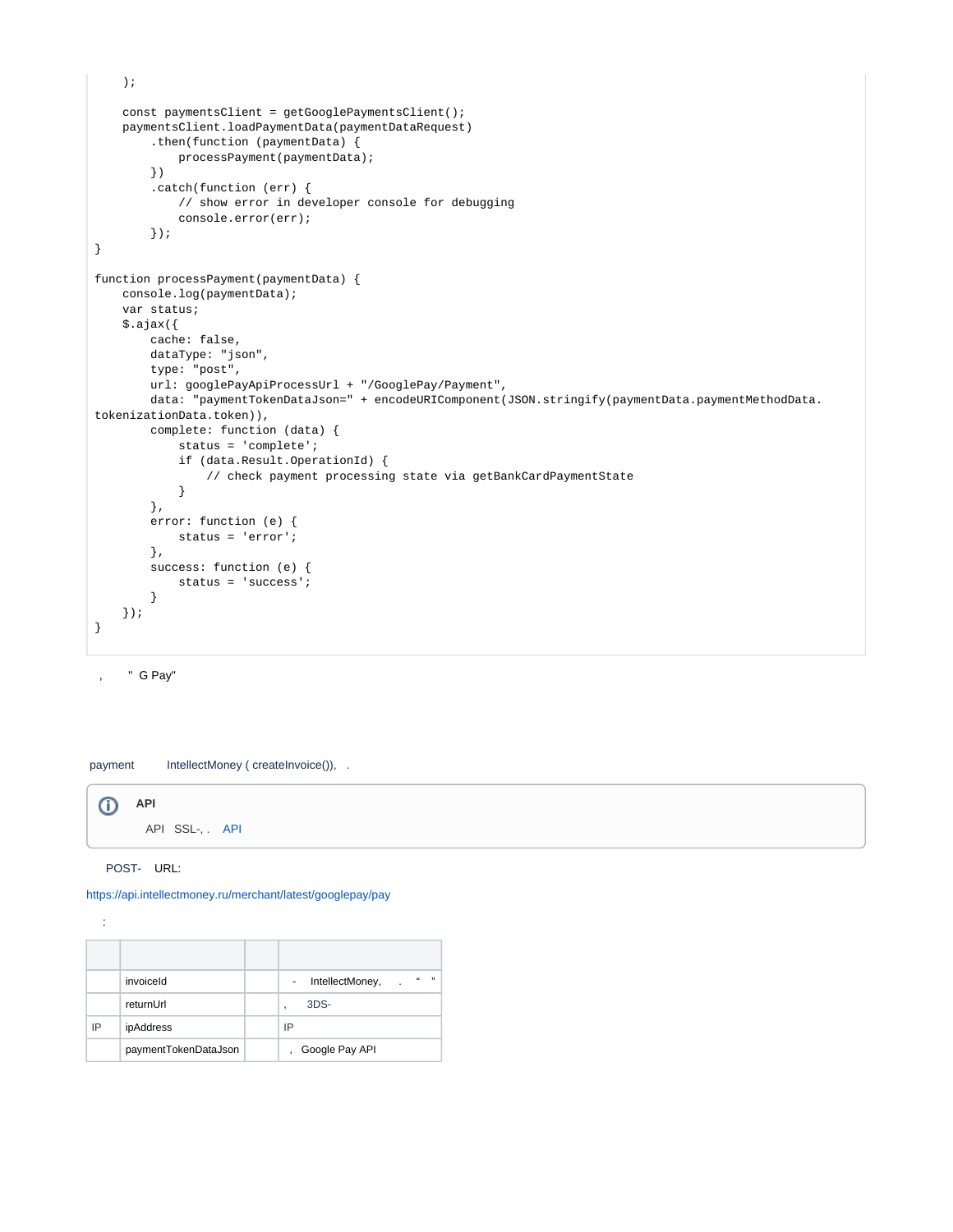```
    );

    const paymentsClient = getGooglePaymentsClient();
    paymentsClient.loadPaymentData(paymentDataRequest)
        .then(function (paymentData) {
            processPayment(paymentData);
        })
        .catch(function (err) {
            // show error in developer console for debugging
            console.error(err);
        });
}

function processPayment(paymentData) {
    console.log(paymentData);
    var status;
    $.ajax({
        cache: false,
        dataType: "json",
        type: "post",
        url: googlePayApiProcessUrl + "/GooglePay/Payment",
        data: "paymentTokenDataJson=" + encodeURIComponent(JSON.stringify(paymentData.paymentMethodData.
tokenizationData.token)),
        complete: function (data) {
            status = 'complete';
            if (data.Result.OperationId) {
                // check payment processing state via getBankCardPaymentState
            }
        },
        error: function (e) {
            status = 'error';
        },
        success: function (e) {
            status = 'success';
        }
    });
}
```

, " G Pay"

payment IntellectMoney ( createInvoice()), .

> **API**
>
> API SSL-, . API

POST- URL:

https://api.intellectmoney.ru/merchant/latest/googlepay/pay

:

| | | | |
|---|---|---|---|
| | invoiceId | | - IntellectMoney, . “ ” |
| | returnUrl | | , 3DS- |
| IP | ipAddress | | IP |
| | paymentTokenDataJson | | , Google Pay API |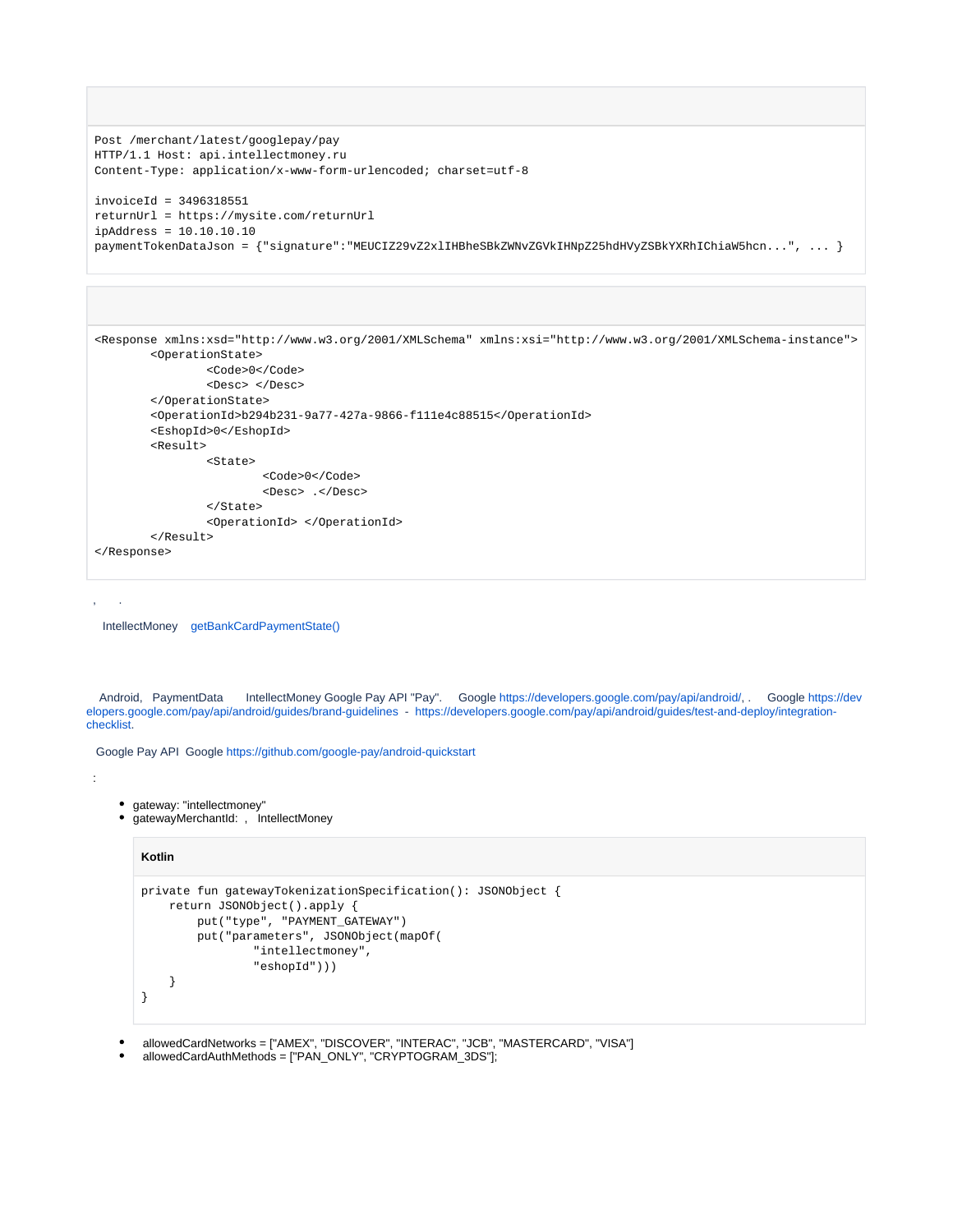```
Post /merchant/latest/googlepay/pay
HTTP/1.1 Host: api.intellectmoney.ru
Content-Type: application/x-www-form-urlencoded; charset=utf-8

invoiceId = 3496318551
returnUrl = https://mysite.com/returnUrl
ipAddress = 10.10.10.10
paymentTokenDataJson = {"signature":"MEUCIZ29vZ2xlIHBheSBkZWNvZGVkIHNpZ25hdHVyZSBkYXRhIChiaW5hcn...", ... }
```

```
<Response xmlns:xsd="http://www.w3.org/2001/XMLSchema" xmlns:xsi="http://www.w3.org/2001/XMLSchema-instance">
        <OperationState>
                <Code>0</Code>
                <Desc> </Desc>
        </OperationState>
        <OperationId>b294b231-9a77-427a-9866-f111e4c88515</OperationId>
        <EshopId>0</EshopId>
        <Result>
                <State>
                        <Code>0</Code>
                        <Desc> .</Desc>
                </State>
                <OperationId> </OperationId>
        </Result>
</Response>
```

, .

IntellectMoney getBankCardPaymentState()

Android, PaymentData IntellectMoney Google Pay API "Pay". Google https://developers.google.com/pay/api/android/, . Google https://developers.google.com/pay/api/android/guides/brand-guidelines - https://developers.google.com/pay/api/android/guides/test-and-deploy/integration-checklist.

Google Pay API Google https://github.com/google-pay/android-quickstart

:

- gateway: "intellectmoney"
- gatewayMerchantId: , IntellectMoney

**Kotlin**

```kotlin
private fun gatewayTokenizationSpecification(): JSONObject {
    return JSONObject().apply {
        put("type", "PAYMENT_GATEWAY")
        put("parameters", JSONObject(mapOf(
                "intellectmoney",
                "eshopId")))
    }
}
```

- allowedCardNetworks = ["AMEX", "DISCOVER", "INTERAC", "JCB", "MASTERCARD", "VISA"]
- allowedCardAuthMethods = ["PAN_ONLY", "CRYPTOGRAM_3DS"];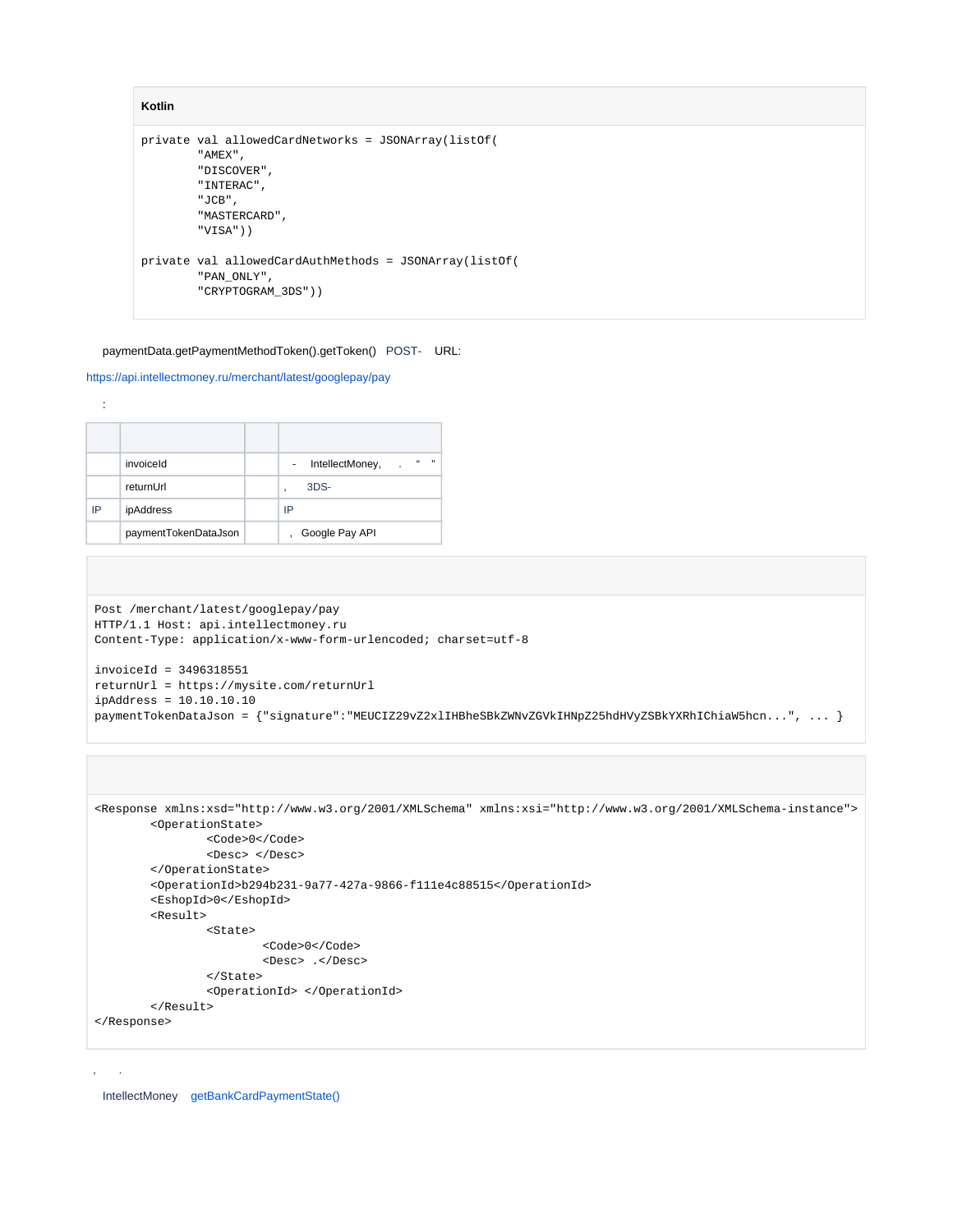**Kotlin**

```
private val allowedCardNetworks = JSONArray(listOf(
        "AMEX",
        "DISCOVER",
        "INTERAC",
        "JCB",
        "MASTERCARD",
        "VISA"))

private val allowedCardAuthMethods = JSONArray(listOf(
        "PAN_ONLY",
        "CRYPTOGRAM_3DS"))
```

paymentData.getPaymentMethodToken().getToken() POST- URL:

https://api.intellectmoney.ru/merchant/latest/googlepay/pay

:

| | | | |
|---|---|---|---|
| | invoiceId | | - IntellectMoney, . “ ” |
| | returnUrl | | , 3DS- |
| IP | ipAddress | | IP |
| | paymentTokenDataJson | | , Google Pay API |

```
Post /merchant/latest/googlepay/pay
HTTP/1.1 Host: api.intellectmoney.ru
Content-Type: application/x-www-form-urlencoded; charset=utf-8

invoiceId = 3496318551
returnUrl = https://mysite.com/returnUrl
ipAddress = 10.10.10.10
paymentTokenDataJson = {"signature":"MEUCIZ29vZ2xlIHBheSBkZWNvZGVkIHNpZ25hdHVyZSBkYXRhIChiaW5hcn...", ... }
```

```
<Response xmlns:xsd="http://www.w3.org/2001/XMLSchema" xmlns:xsi="http://www.w3.org/2001/XMLSchema-instance">
        <OperationState>
                <Code>0</Code>
                <Desc> </Desc>
        </OperationState>
        <OperationId>b294b231-9a77-427a-9866-f111e4c88515</OperationId>
        <EshopId>0</EshopId>
        <Result>
                <State>
                        <Code>0</Code>
                        <Desc> .</Desc>
                </State>
                <OperationId> </OperationId>
        </Result>
</Response>
```

, .

IntellectMoney getBankCardPaymentState()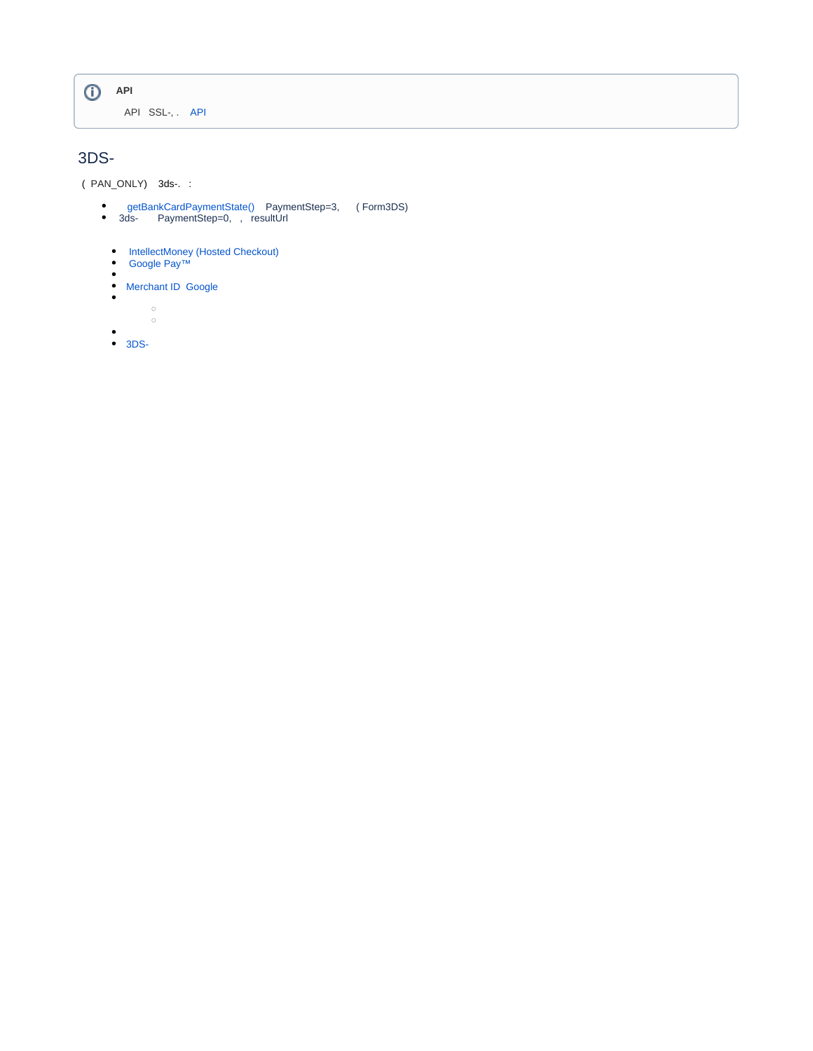> **API**
>
> API SSL-, . API

## 3DS-

( PAN_ONLY) 3ds-. :

- getBankCardPaymentState() PaymentStep=3, ( Form3DS)
- 3ds- PaymentStep=0, , resultUrl

- IntellectMoney (Hosted Checkout)
- Google Pay™
-
- Merchant ID Google
-
  -
  -
-
- 3DS-